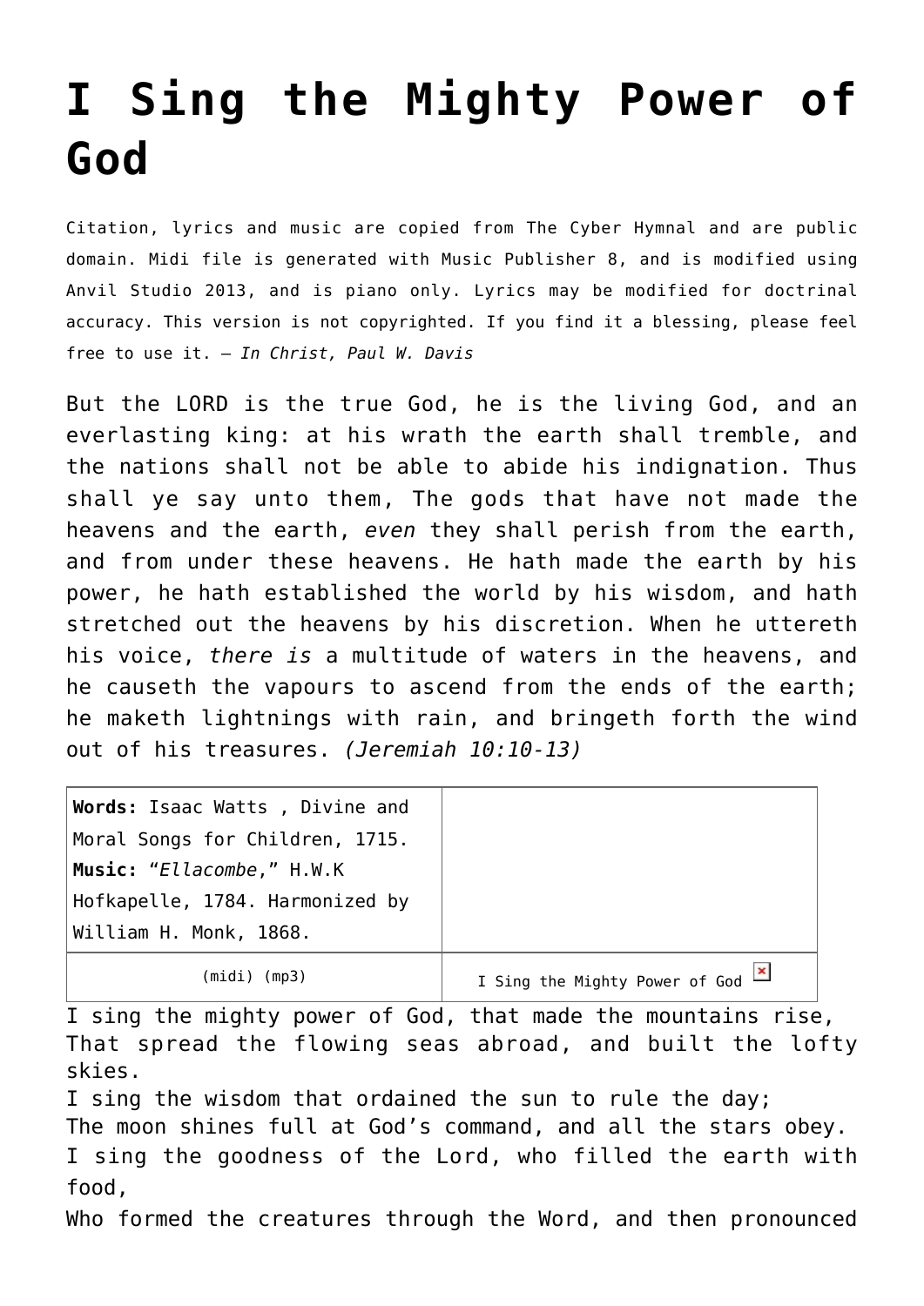# I Sing the Mighty Power of God

Citation, lyrics and music are copied from The Cyber Hymnal and are public domain. Midi file is generated with Music Publisher 8, and is modified using Anvil Studio 2013, and is piano only. Lyrics may be modified for doctrinal accuracy. This version is not copyrighted. If you find it a blessing, please feel free to use it. – *In Christ, Paul W. Davis*

But the LORD is the true God, he is the living God, and an everlasting king: at his wrath the earth shall tremble, and the nations shall not be able to abide his indignation. Thus shall ye say unto them, The gods that have not made the heavens and the earth, *even* they shall perish from the earth, and from under these heavens. He hath made the earth by his power, he hath established the world by his wisdom, and hath stretched out the heavens by his discretion. When he uttereth his voice, *there is* a multitude of waters in the heavens, and he causeth the vapours to ascend from the ends of the earth; he maketh lightnings with rain, and bringeth forth the wind out of his treasures. *(Jeremiah 10:10-13)*

| **Words:** Isaac Watts , Divine and Moral Songs for Children, 1715. **Music:** "*Ellacombe*," H.W.K Hofkapelle, 1784. Harmonized by William H. Monk, 1868. | |
|---|---|
| (midi) (mp3) | I Sing the Mighty Power of God |

I sing the mighty power of God, that made the mountains rise,
That spread the flowing seas abroad, and built the lofty skies.
I sing the wisdom that ordained the sun to rule the day;
The moon shines full at God's command, and all the stars obey.
I sing the goodness of the Lord, who filled the earth with food,
Who formed the creatures through the Word, and then pronounced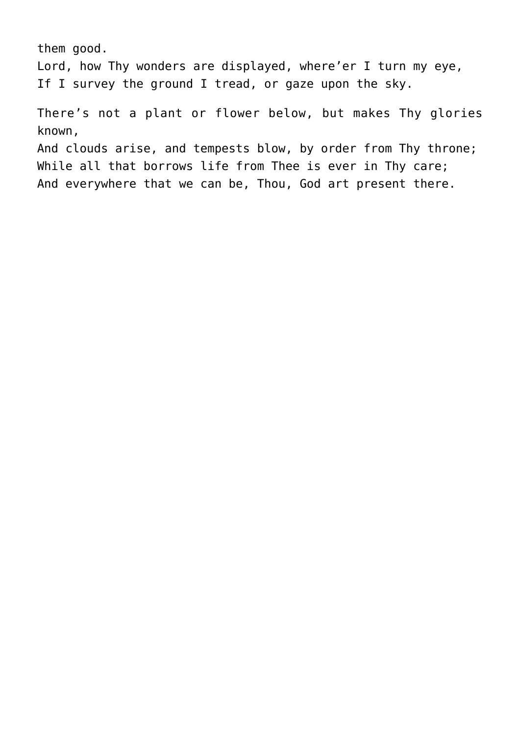them good.
Lord, how Thy wonders are displayed, where’er I turn my eye,
If I survey the ground I tread, or gaze upon the sky.

There’s not a plant or flower below, but makes Thy glories known,
And clouds arise, and tempests blow, by order from Thy throne;
While all that borrows life from Thee is ever in Thy care;
And everywhere that we can be, Thou, God art present there.